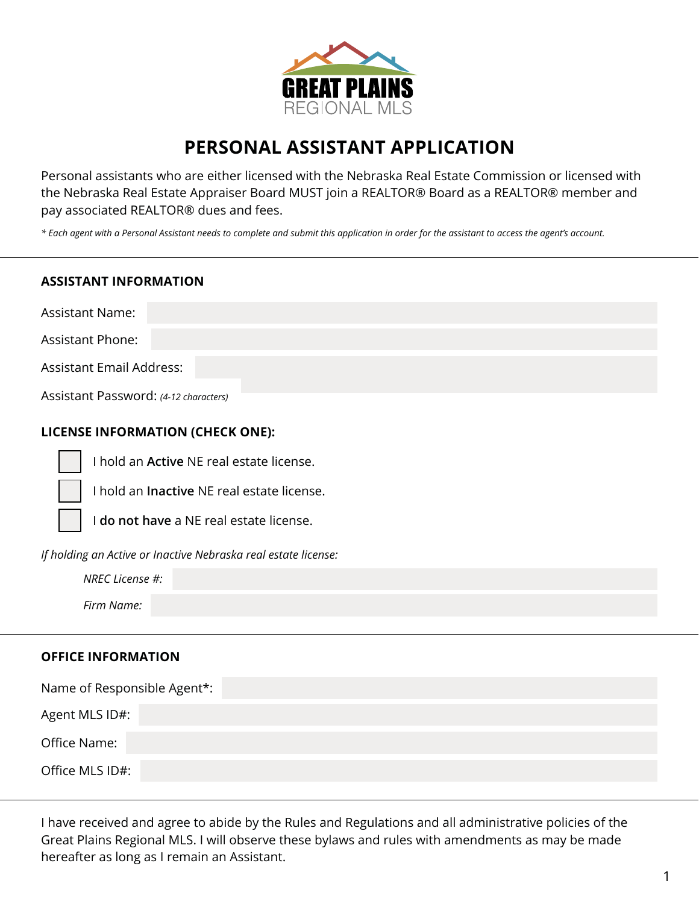GREAT PLAINS
REGIONAL MLS

# PERSONAL ASSISTANT APPLICATION

Personal assistants who are either licensed with the Nebraska Real Estate Commission or licensed with the Nebraska Real Estate Appraiser Board MUST join a REALTOR® Board as a REALTOR® member and pay associated REALTOR® dues and fees.

*\* Each agent with a Personal Assistant needs to complete and submit this application in order for the assistant to access the agent's account.*

---

### ASSISTANT INFORMATION

Assistant Name:

Assistant Phone:

Assistant Email Address:

Assistant Password: *(4-12 characters)*

### LICENSE INFORMATION (CHECK ONE):

☐ I hold an **Active** NE real estate license.

☐ I hold an **Inactive** NE real estate license.

☐ I **do not have** a NE real estate license.

*If holding an Active or Inactive Nebraska real estate license:*

*NREC License #:*

*Firm Name:*

---

### OFFICE INFORMATION

Name of Responsible Agent*:

Agent MLS ID#:

Office Name:

Office MLS ID#:

---

I have received and agree to abide by the Rules and Regulations and all administrative policies of the Great Plains Regional MLS. I will observe these bylaws and rules with amendments as may be made hereafter as long as I remain an Assistant.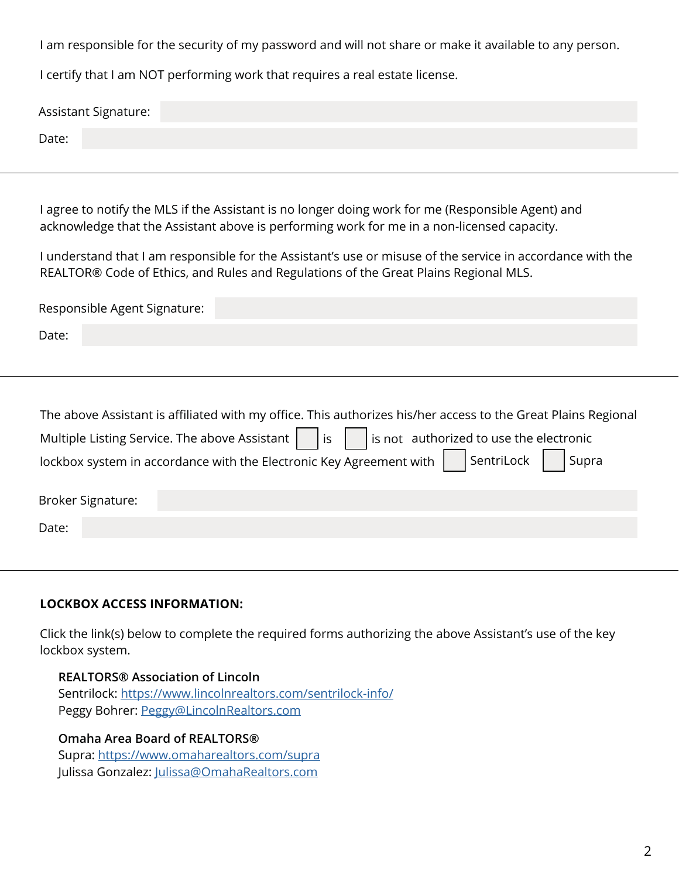I am responsible for the security of my password and will not share or make it available to any person.

I certify that I am NOT performing work that requires a real estate license.

Assistant Signature:

Date:

---

I agree to notify the MLS if the Assistant is no longer doing work for me (Responsible Agent) and acknowledge that the Assistant above is performing work for me in a non-licensed capacity.

I understand that I am responsible for the Assistant's use or misuse of the service in accordance with the REALTOR® Code of Ethics, and Rules and Regulations of the Great Plains Regional MLS.

Responsible Agent Signature:

Date:

---

The above Assistant is affiliated with my office. This authorizes his/her access to the Great Plains Regional Multiple Listing Service. The above Assistant ☐ is ☐ is not authorized to use the electronic lockbox system in accordance with the Electronic Key Agreement with ☐ SentriLock ☐ Supra

Broker Signature:

Date:

---

**LOCKBOX ACCESS INFORMATION:**

Click the link(s) below to complete the required forms authorizing the above Assistant's use of the key lockbox system.

**REALTORS® Association of Lincoln**
Sentrilock: https://www.lincolnrealtors.com/sentrilock-info/
Peggy Bohrer: Peggy@LincolnRealtors.com

**Omaha Area Board of REALTORS®**
Supra: https://www.omaharealtors.com/supra
Julissa Gonzalez: Julissa@OmahaRealtors.com